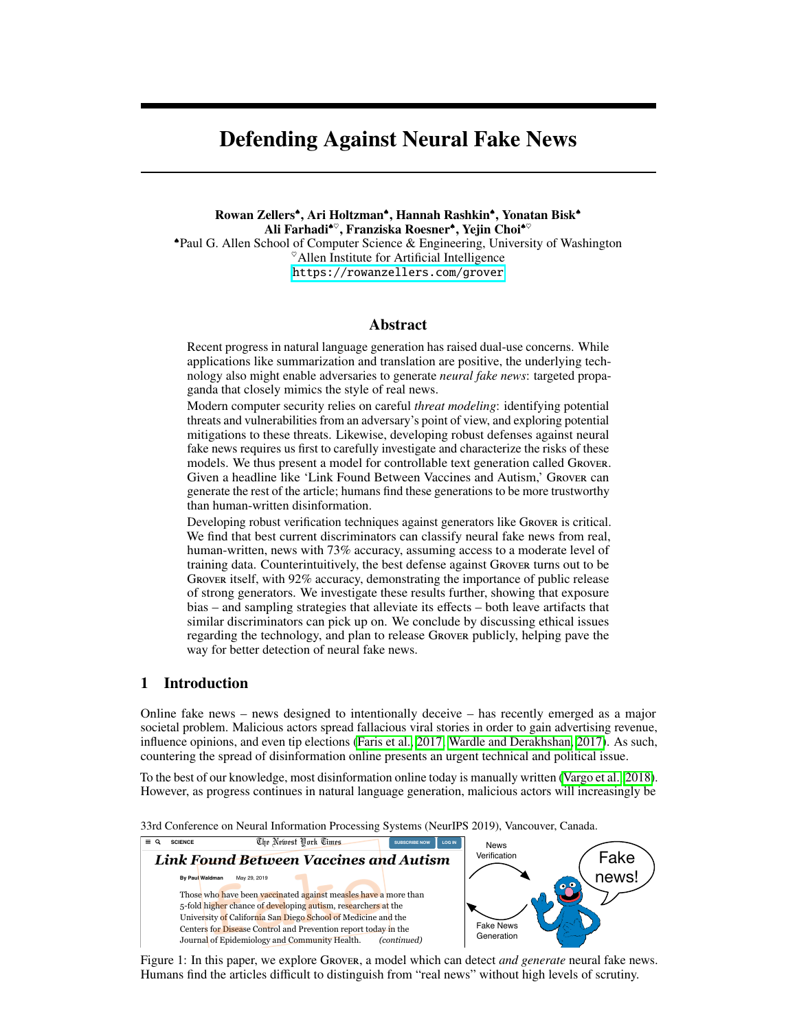# Defending Against Neural Fake News

**Rowan Zellers[♠], Ari Holtzman[♠], Hannah Rashkin[♠], Yonatan Bisk[♠]**
**Ali Farhadi[♠♡], Franziska Roesner[♠], Yejin Choi[♠♡]**

[♠]Paul G. Allen School of Computer Science & Engineering, University of Washington
[♡]Allen Institute for Artificial Intelligence
https://rowanzellers.com/grover

## Abstract

Recent progress in natural language generation has raised dual-use concerns. While applications like summarization and translation are positive, the underlying technology also might enable adversaries to generate *neural fake news*: targeted propaganda that closely mimics the style of real news.

Modern computer security relies on careful *threat modeling*: identifying potential threats and vulnerabilities from an adversary's point of view, and exploring potential mitigations to these threats. Likewise, developing robust defenses against neural fake news requires us first to carefully investigate and characterize the risks of these models. We thus present a model for controllable text generation called Grover. Given a headline like 'Link Found Between Vaccines and Autism,' Grover can generate the rest of the article; humans find these generations to be more trustworthy than human-written disinformation.

Developing robust verification techniques against generators like Grover is critical. We find that best current discriminators can classify neural fake news from real, human-written, news with 73% accuracy, assuming access to a moderate level of training data. Counterintuitively, the best defense against Grover turns out to be Grover itself, with 92% accuracy, demonstrating the importance of public release of strong generators. We investigate these results further, showing that exposure bias – and sampling strategies that alleviate its effects – both leave artifacts that similar discriminators can pick up on. We conclude by discussing ethical issues regarding the technology, and plan to release Grover publicly, helping pave the way for better detection of neural fake news.

## 1 Introduction

Online fake news – news designed to intentionally deceive – has recently emerged as a major societal problem. Malicious actors spread fallacious viral stories in order to gain advertising revenue, influence opinions, and even tip elections (Faris et al., 2017; Wardle and Derakhshan, 2017). As such, countering the spread of disinformation online presents an urgent technical and political issue.

To the best of our knowledge, most disinformation online today is manually written (Vargo et al., 2018). However, as progress continues in natural language generation, malicious actors will increasingly be

33rd Conference on Neural Information Processing Systems (NeurIPS 2019), Vancouver, Canada.

Figure 1: In this paper, we explore Grover, a model which can detect *and generate* neural fake news. Humans find the articles difficult to distinguish from "real news" without high levels of scrutiny.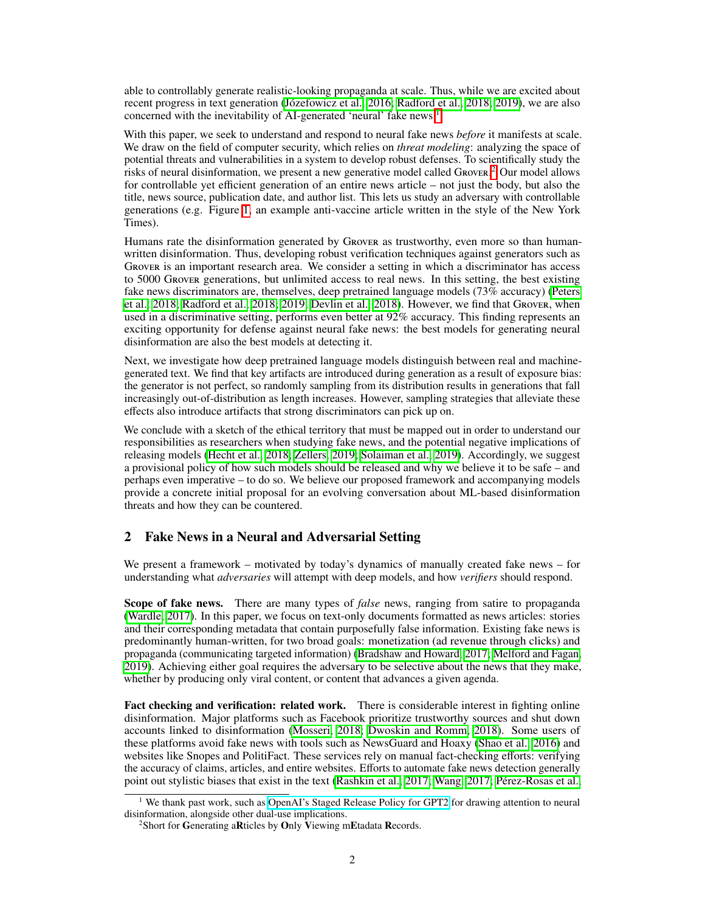able to controllably generate realistic-looking propaganda at scale. Thus, while we are excited about recent progress in text generation (Józefowicz et al., 2016; Radford et al., 2018, 2019), we are also concerned with the inevitability of AI-generated 'neural' fake news.[1]

With this paper, we seek to understand and respond to neural fake news *before* it manifests at scale. We draw on the field of computer security, which relies on *threat modeling*: analyzing the space of potential threats and vulnerabilities in a system to develop robust defenses. To scientifically study the risks of neural disinformation, we present a new generative model called Grover.[2] Our model allows for controllable yet efficient generation of an entire news article – not just the body, but also the title, news source, publication date, and author list. This lets us study an adversary with controllable generations (e.g. Figure 1, an example anti-vaccine article written in the style of the New York Times).

Humans rate the disinformation generated by Grover as trustworthy, even more so than human-written disinformation. Thus, developing robust verification techniques against generators such as Grover is an important research area. We consider a setting in which a discriminator has access to 5000 Grover generations, but unlimited access to real news. In this setting, the best existing fake news discriminators are, themselves, deep pretrained language models (73% accuracy) (Peters et al., 2018; Radford et al., 2018, 2019; Devlin et al., 2018). However, we find that Grover, when used in a discriminative setting, performs even better at 92% accuracy. This finding represents an exciting opportunity for defense against neural fake news: the best models for generating neural disinformation are also the best models at detecting it.

Next, we investigate how deep pretrained language models distinguish between real and machine-generated text. We find that key artifacts are introduced during generation as a result of exposure bias: the generator is not perfect, so randomly sampling from its distribution results in generations that fall increasingly out-of-distribution as length increases. However, sampling strategies that alleviate these effects also introduce artifacts that strong discriminators can pick up on.

We conclude with a sketch of the ethical territory that must be mapped out in order to understand our responsibilities as researchers when studying fake news, and the potential negative implications of releasing models (Hecht et al., 2018; Zellers, 2019; Solaiman et al., 2019). Accordingly, we suggest a provisional policy of how such models should be released and why we believe it to be safe – and perhaps even imperative – to do so. We believe our proposed framework and accompanying models provide a concrete initial proposal for an evolving conversation about ML-based disinformation threats and how they can be countered.

## 2 Fake News in a Neural and Adversarial Setting

We present a framework – motivated by today's dynamics of manually created fake news – for understanding what *adversaries* will attempt with deep models, and how *verifiers* should respond.

**Scope of fake news.** There are many types of *false* news, ranging from satire to propaganda (Wardle, 2017). In this paper, we focus on text-only documents formatted as news articles: stories and their corresponding metadata that contain purposefully false information. Existing fake news is predominantly human-written, for two broad goals: monetization (ad revenue through clicks) and propaganda (communicating targeted information) (Bradshaw and Howard, 2017; Melford and Fagan, 2019). Achieving either goal requires the adversary to be selective about the news that they make, whether by producing only viral content, or content that advances a given agenda.

**Fact checking and verification: related work.** There is considerable interest in fighting online disinformation. Major platforms such as Facebook prioritize trustworthy sources and shut down accounts linked to disinformation (Mosseri, 2018; Dwoskin and Romm, 2018). Some users of these platforms avoid fake news with tools such as NewsGuard and Hoaxy (Shao et al., 2016) and websites like Snopes and PolitiFact. These services rely on manual fact-checking efforts: verifying the accuracy of claims, articles, and entire websites. Efforts to automate fake news detection generally point out stylistic biases that exist in the text (Rashkin et al., 2017; Wang, 2017; Pérez-Rosas et al.,

[1] We thank past work, such as OpenAI's Staged Release Policy for GPT2 for drawing attention to neural disinformation, alongside other dual-use implications.

[2] Short for **G**enerating a**R**ticles by **O**nly **V**iewing m**E**tadata **R**ecords.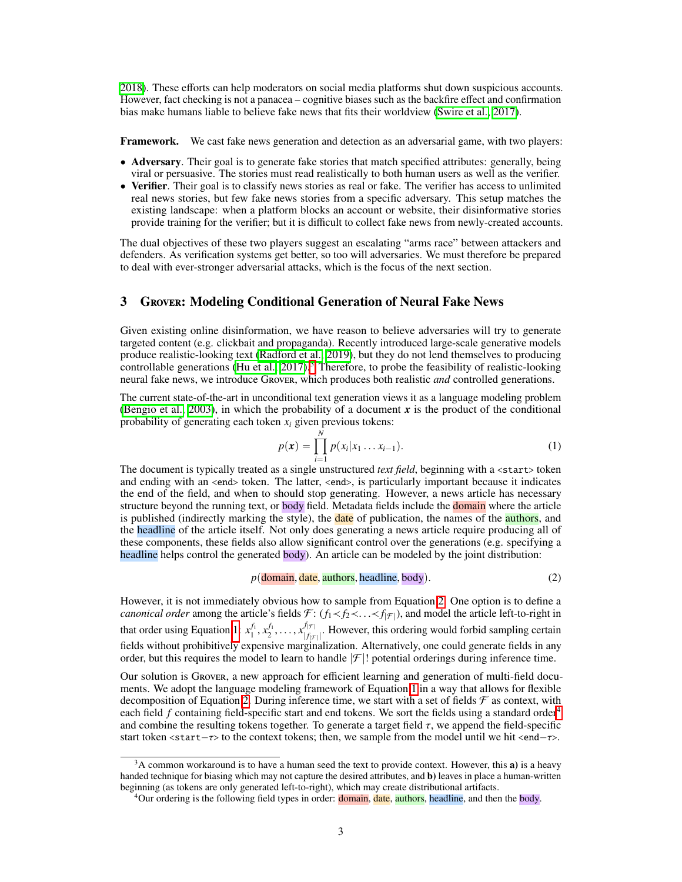2018). These efforts can help moderators on social media platforms shut down suspicious accounts. However, fact checking is not a panacea – cognitive biases such as the backfire effect and confirmation bias make humans liable to believe fake news that fits their worldview (Swire et al., 2017).

**Framework.** We cast fake news generation and detection as an adversarial game, with two players:

- **Adversary**. Their goal is to generate fake stories that match specified attributes: generally, being viral or persuasive. The stories must read realistically to both human users as well as the verifier.
- **Verifier**. Their goal is to classify news stories as real or fake. The verifier has access to unlimited real news stories, but few fake news stories from a specific adversary. This setup matches the existing landscape: when a platform blocks an account or website, their disinformative stories provide training for the verifier; but it is difficult to collect fake news from newly-created accounts.

The dual objectives of these two players suggest an escalating "arms race" between attackers and defenders. As verification systems get better, so too will adversaries. We must therefore be prepared to deal with ever-stronger adversarial attacks, which is the focus of the next section.

## 3 Grover: Modeling Conditional Generation of Neural Fake News

Given existing online disinformation, we have reason to believe adversaries will try to generate targeted content (e.g. clickbait and propaganda). Recently introduced large-scale generative models produce realistic-looking text (Radford et al., 2019), but they do not lend themselves to producing controllable generations (Hu et al., 2017).[3] Therefore, to probe the feasibility of realistic-looking neural fake news, we introduce Grover, which produces both realistic *and* controlled generations.

The current state-of-the-art in unconditional text generation views it as a language modeling problem (Bengio et al., 2003), in which the probability of a document $\boldsymbol{x}$ is the product of the conditional probability of generating each token $x_i$ given previous tokens:

$$p(\boldsymbol{x}) = \prod_{i=1}^{N} p(x_i | x_1 \dots x_{i-1}). \tag{1}$$

The document is typically treated as a single unstructured *text field*, beginning with a `<start>` token and ending with an `<end>` token. The latter, `<end>`, is particularly important because it indicates the end of the field, and when to should stop generating. However, a news article has necessary structure beyond the running text, or body field. Metadata fields include the domain where the article is published (indirectly marking the style), the date of publication, the names of the authors, and the headline of the article itself. Not only does generating a news article require producing all of these components, these fields also allow significant control over the generations (e.g. specifying a headline helps control the generated body). An article can be modeled by the joint distribution:

$$p(\text{domain}, \text{date}, \text{authors}, \text{headline}, \text{body}). \tag{2}$$

However, it is not immediately obvious how to sample from Equation 2. One option is to define a *canonical order* among the article's fields $\mathcal{F}$: $(f_1 < f_2 < \ldots < f_{|\mathcal{F}|})$, and model the article left-to-right in that order using Equation 1: $x_1^{f_1}, x_2^{f_1}, \ldots, x_{|f_{|\mathcal{F}|}|}^{f_{|\mathcal{F}|}}$. However, this ordering would forbid sampling certain fields without prohibitively expensive marginalization. Alternatively, one could generate fields in any order, but this requires the model to learn to handle $|\mathcal{F}|!$ potential orderings during inference time.

Our solution is Grover, a new approach for efficient learning and generation of multi-field documents. We adopt the language modeling framework of Equation 1 in a way that allows for flexible decomposition of Equation 2. During inference time, we start with a set of fields $\mathcal{F}$ as context, with each field $f$ containing field-specific start and end tokens. We sort the fields using a standard order[4] and combine the resulting tokens together. To generate a target field $\tau$, we append the field-specific start token $\texttt{<start}-\tau\texttt{>}$ to the context tokens; then, we sample from the model until we hit $\texttt{<end}-\tau\texttt{>}$.

[3] A common workaround is to have a human seed the text to provide context. However, this **a)** is a heavy handed technique for biasing which may not capture the desired attributes, and **b)** leaves in place a human-written beginning (as tokens are only generated left-to-right), which may create distributional artifacts.

[4] Our ordering is the following field types in order: domain, date, authors, headline, and then the body.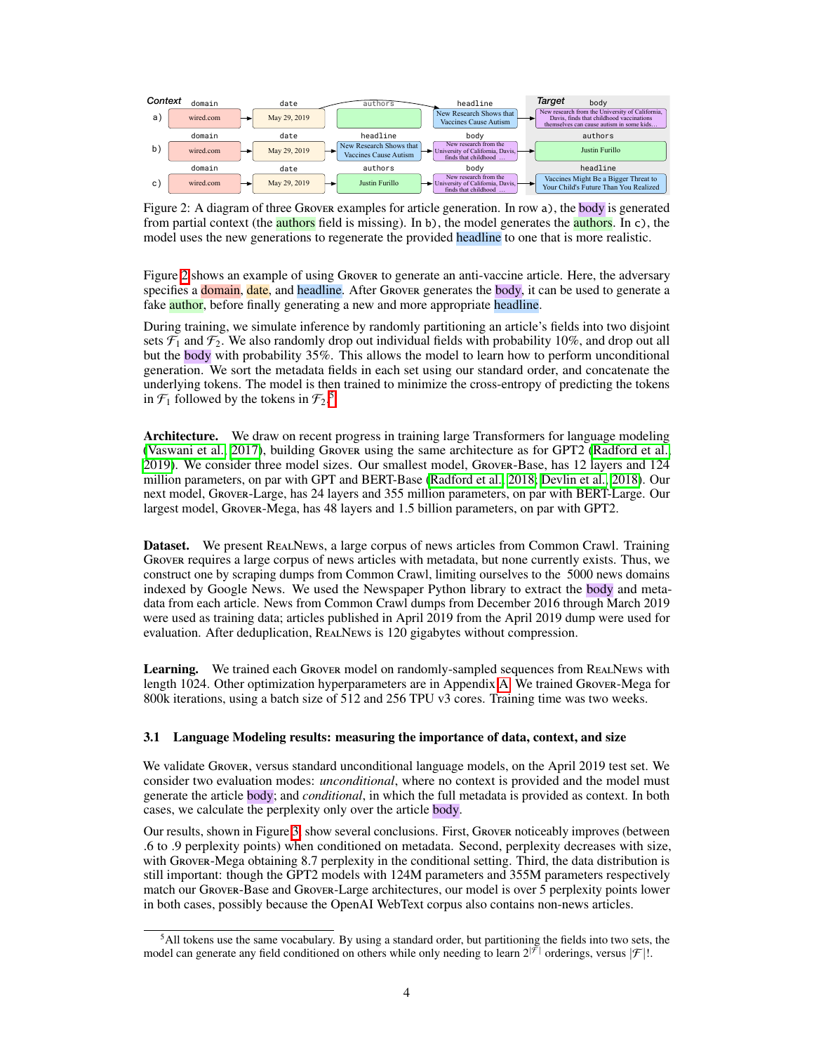Context domain date authors headline Target body

a) wired.com → May 29, 2019 → [authors empty] → New Research Shows that Vaccines Cause Autism → New research from the University of California, Davis, finds that childhood vaccinations themselves can cause autism in some kids…

b) domain: wired.com → date: May 29, 2019 → headline: New Research Shows that Vaccines Cause Autism → body: New research from the University of California, Davis, finds that childhood … → authors: Justin Furillo

c) domain: wired.com → date: May 29, 2019 → authors: Justin Furillo → body: New research from the University of California, Davis, finds that childhood … → headline: Vaccines Might Be a Bigger Threat to Your Child's Future Than You Realized

Figure 2: A diagram of three Grover examples for article generation. In row a), the body is generated from partial context (the authors field is missing). In b), the model generates the authors. In c), the model uses the new generations to regenerate the provided headline to one that is more realistic.

Figure 2 shows an example of using Grover to generate an anti-vaccine article. Here, the adversary specifies a domain, date, and headline. After Grover generates the body, it can be used to generate a fake author, before finally generating a new and more appropriate headline.

During training, we simulate inference by randomly partitioning an article's fields into two disjoint sets $\mathcal{F}_1$ and $\mathcal{F}_2$. We also randomly drop out individual fields with probability 10%, and drop out all but the body with probability 35%. This allows the model to learn how to perform unconditional generation. We sort the metadata fields in each set using our standard order, and concatenate the underlying tokens. The model is then trained to minimize the cross-entropy of predicting the tokens in $\mathcal{F}_1$ followed by the tokens in $\mathcal{F}_2$.[5]

**Architecture.** We draw on recent progress in training large Transformers for language modeling (Vaswani et al., 2017), building Grover using the same architecture as for GPT2 (Radford et al., 2019). We consider three model sizes. Our smallest model, Grover-Base, has 12 layers and 124 million parameters, on par with GPT and BERT-Base (Radford et al., 2018; Devlin et al., 2018). Our next model, Grover-Large, has 24 layers and 355 million parameters, on par with BERT-Large. Our largest model, Grover-Mega, has 48 layers and 1.5 billion parameters, on par with GPT2.

**Dataset.** We present RealNews, a large corpus of news articles from Common Crawl. Training Grover requires a large corpus of news articles with metadata, but none currently exists. Thus, we construct one by scraping dumps from Common Crawl, limiting ourselves to the 5000 news domains indexed by Google News. We used the Newspaper Python library to extract the body and metadata from each article. News from Common Crawl dumps from December 2016 through March 2019 were used as training data; articles published in April 2019 from the April 2019 dump were used for evaluation. After deduplication, RealNews is 120 gigabytes without compression.

**Learning.** We trained each Grover model on randomly-sampled sequences from RealNews with length 1024. Other optimization hyperparameters are in Appendix A. We trained Grover-Mega for 800k iterations, using a batch size of 512 and 256 TPU v3 cores. Training time was two weeks.

### 3.1 Language Modeling results: measuring the importance of data, context, and size

We validate Grover, versus standard unconditional language models, on the April 2019 test set. We consider two evaluation modes: *unconditional*, where no context is provided and the model must generate the article body; and *conditional*, in which the full metadata is provided as context. In both cases, we calculate the perplexity only over the article body.

Our results, shown in Figure 3, show several conclusions. First, Grover noticeably improves (between .6 to .9 perplexity points) when conditioned on metadata. Second, perplexity decreases with size, with Grover-Mega obtaining 8.7 perplexity in the conditional setting. Third, the data distribution is still important: though the GPT2 models with 124M parameters and 355M parameters respectively match our Grover-Base and Grover-Large architectures, our model is over 5 perplexity points lower in both cases, possibly because the OpenAI WebText corpus also contains non-news articles.

[5] All tokens use the same vocabulary. By using a standard order, but partitioning the fields into two sets, the model can generate any field conditioned on others while only needing to learn $2^{|\mathcal{F}|}$ orderings, versus $|\mathcal{F}|!$.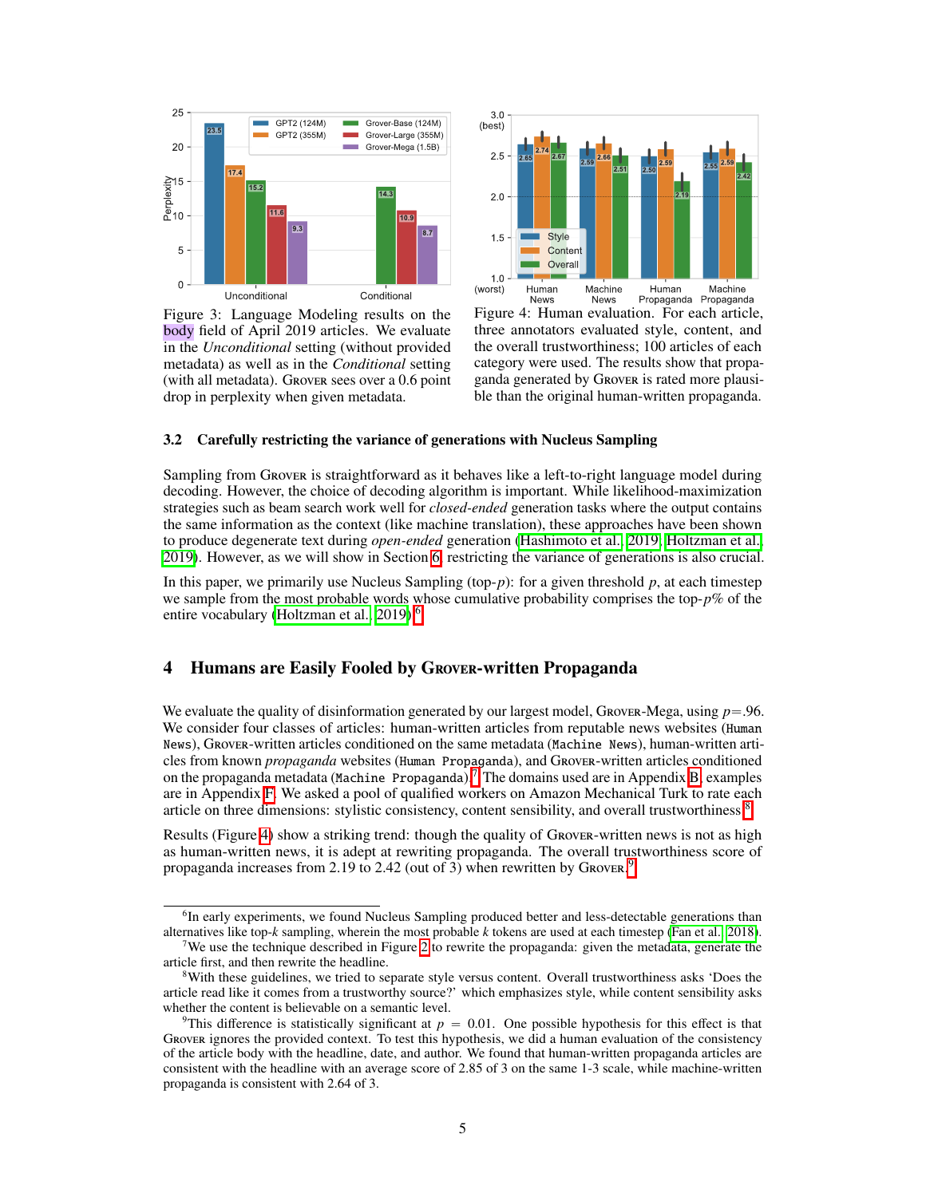Figure 3: Language Modeling results on the body field of April 2019 articles. We evaluate in the *Unconditional* setting (without provided metadata) as well as in the *Conditional* setting (with all metadata). GROVER sees over a 0.6 point drop in perplexity when given metadata.

Figure 4: Human evaluation. For each article, three annotators evaluated style, content, and the overall trustworthiness; 100 articles of each category were used. The results show that propaganda generated by GROVER is rated more plausible than the original human-written propaganda.

### 3.2 Carefully restricting the variance of generations with Nucleus Sampling

Sampling from GROVER is straightforward as it behaves like a left-to-right language model during decoding. However, the choice of decoding algorithm is important. While likelihood-maximization strategies such as beam search work well for *closed-ended* generation tasks where the output contains the same information as the context (like machine translation), these approaches have been shown to produce degenerate text during *open-ended* generation (Hashimoto et al., 2019; Holtzman et al., 2019). However, as we will show in Section 6, restricting the variance of generations is also crucial.

In this paper, we primarily use Nucleus Sampling (top-$p$): for a given threshold $p$, at each timestep we sample from the most probable words whose cumulative probability comprises the top-$p$% of the entire vocabulary (Holtzman et al., 2019).[6]

## 4 Humans are Easily Fooled by GROVER-written Propaganda

We evaluate the quality of disinformation generated by our largest model, GROVER-Mega, using $p$=.96. We consider four classes of articles: human-written articles from reputable news websites (`Human News`), GROVER-written articles conditioned on the same metadata (`Machine News`), human-written articles from known *propaganda* websites (`Human Propaganda`), and GROVER-written articles conditioned on the propaganda metadata (`Machine Propaganda`).[7] The domains used are in Appendix B; examples are in Appendix F. We asked a pool of qualified workers on Amazon Mechanical Turk to rate each article on three dimensions: stylistic consistency, content sensibility, and overall trustworthiness.[8]

Results (Figure 4) show a striking trend: though the quality of GROVER-written news is not as high as human-written news, it is adept at rewriting propaganda. The overall trustworthiness score of propaganda increases from 2.19 to 2.42 (out of 3) when rewritten by GROVER.[9]

[6] In early experiments, we found Nucleus Sampling produced better and less-detectable generations than alternatives like top-$k$ sampling, wherein the most probable $k$ tokens are used at each timestep (Fan et al., 2018).

[7] We use the technique described in Figure 2 to rewrite the propaganda: given the metadata, generate the article first, and then rewrite the headline.

[8] With these guidelines, we tried to separate style versus content. Overall trustworthiness asks 'Does the article read like it comes from a trustworthy source?' which emphasizes style, while content sensibility asks whether the content is believable on a semantic level.

[9] This difference is statistically significant at $p = 0.01$. One possible hypothesis for this effect is that GROVER ignores the provided context. To test this hypothesis, we did a human evaluation of the consistency of the article body with the headline, date, and author. We found that human-written propaganda articles are consistent with the headline with an average score of 2.85 of 3 on the same 1-3 scale, while machine-written propaganda is consistent with 2.64 of 3.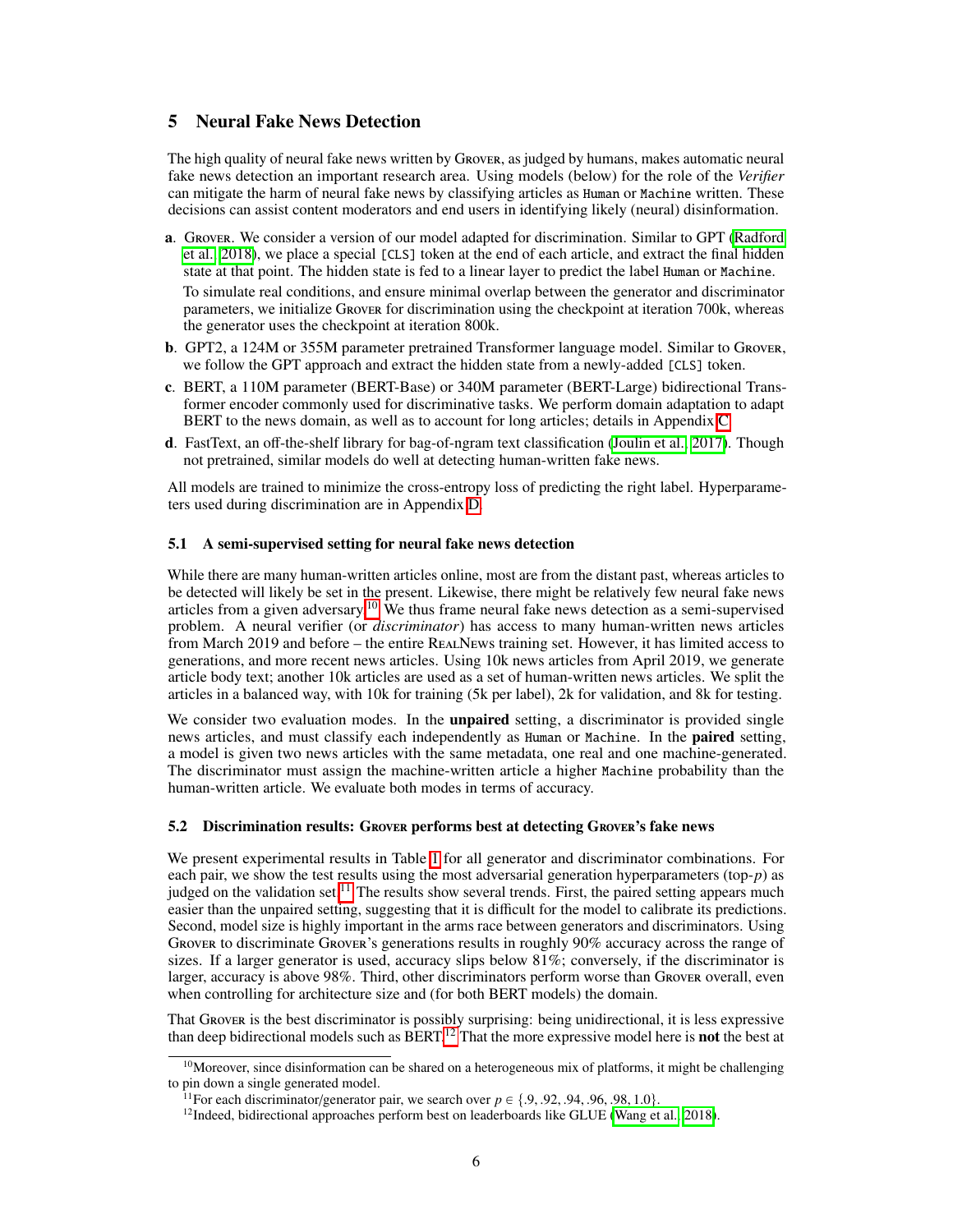## 5 Neural Fake News Detection

The high quality of neural fake news written by Grover, as judged by humans, makes automatic neural fake news detection an important research area. Using models (below) for the role of the *Verifier* can mitigate the harm of neural fake news by classifying articles as `Human` or `Machine` written. These decisions can assist content moderators and end users in identifying likely (neural) disinformation.

**a**. Grover. We consider a version of our model adapted for discrimination. Similar to GPT (Radford et al., 2018), we place a special `[CLS]` token at the end of each article, and extract the final hidden state at that point. The hidden state is fed to a linear layer to predict the label `Human` or `Machine`.

To simulate real conditions, and ensure minimal overlap between the generator and discriminator parameters, we initialize Grover for discrimination using the checkpoint at iteration 700k, whereas the generator uses the checkpoint at iteration 800k.

**b**. GPT2, a 124M or 355M parameter pretrained Transformer language model. Similar to Grover, we follow the GPT approach and extract the hidden state from a newly-added `[CLS]` token.

**c**. BERT, a 110M parameter (BERT-Base) or 340M parameter (BERT-Large) bidirectional Transformer encoder commonly used for discriminative tasks. We perform domain adaptation to adapt BERT to the news domain, as well as to account for long articles; details in Appendix C.

**d**. FastText, an off-the-shelf library for bag-of-ngram text classification (Joulin et al., 2017). Though not pretrained, similar models do well at detecting human-written fake news.

All models are trained to minimize the cross-entropy loss of predicting the right label. Hyperparameters used during discrimination are in Appendix D.

### 5.1 A semi-supervised setting for neural fake news detection

While there are many human-written articles online, most are from the distant past, whereas articles to be detected will likely be set in the present. Likewise, there might be relatively few neural fake news articles from a given adversary.[10] We thus frame neural fake news detection as a semi-supervised problem. A neural verifier (or *discriminator*) has access to many human-written news articles from March 2019 and before – the entire RealNews training set. However, it has limited access to generations, and more recent news articles. Using 10k news articles from April 2019, we generate article body text; another 10k articles are used as a set of human-written news articles. We split the articles in a balanced way, with 10k for training (5k per label), 2k for validation, and 8k for testing.

We consider two evaluation modes. In the **unpaired** setting, a discriminator is provided single news articles, and must classify each independently as `Human` or `Machine`. In the **paired** setting, a model is given two news articles with the same metadata, one real and one machine-generated. The discriminator must assign the machine-written article a higher `Machine` probability than the human-written article. We evaluate both modes in terms of accuracy.

### 5.2 Discrimination results: Grover performs best at detecting Grover's fake news

We present experimental results in Table 1 for all generator and discriminator combinations. For each pair, we show the test results using the most adversarial generation hyperparameters (top-$p$) as judged on the validation set.[11] The results show several trends. First, the paired setting appears much easier than the unpaired setting, suggesting that it is difficult for the model to calibrate its predictions. Second, model size is highly important in the arms race between generators and discriminators. Using Grover to discriminate Grover's generations results in roughly 90% accuracy across the range of sizes. If a larger generator is used, accuracy slips below 81%; conversely, if the discriminator is larger, accuracy is above 98%. Third, other discriminators perform worse than Grover overall, even when controlling for architecture size and (for both BERT models) the domain.

That Grover is the best discriminator is possibly surprising: being unidirectional, it is less expressive than deep bidirectional models such as BERT.[12] That the more expressive model here is **not** the best at

[10] Moreover, since disinformation can be shared on a heterogeneous mix of platforms, it might be challenging to pin down a single generated model.

[11] For each discriminator/generator pair, we search over $p \in \{.9, .92, .94, .96, .98, 1.0\}$.

[12] Indeed, bidirectional approaches perform best on leaderboards like GLUE (Wang et al., 2018).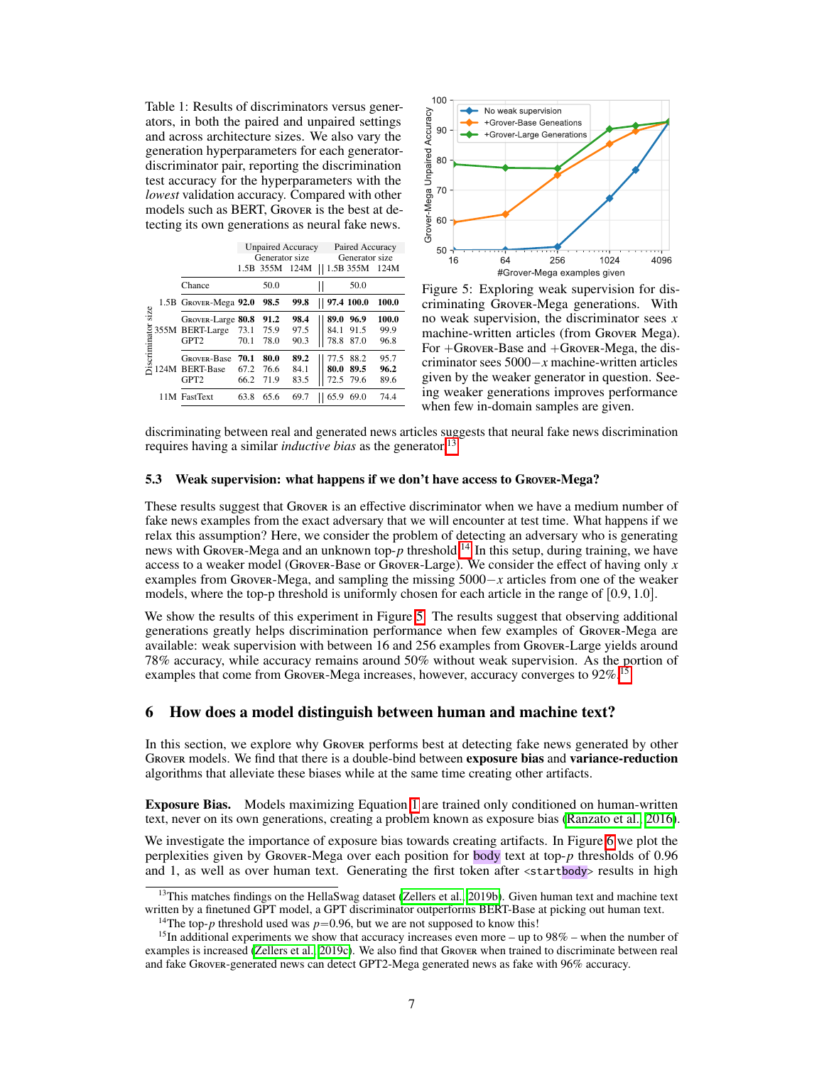Table 1: Results of discriminators versus generators, in both the paired and unpaired settings and across architecture sizes. We also vary the generation hyperparameters for each generator-discriminator pair, reporting the discrimination test accuracy for the hyperparameters with the *lowest* validation accuracy. Compared with other models such as BERT, Grover is the best at detecting its own generations as neural fake news.

| Discriminator size | | Unpaired Accuracy: Generator size 1.5B | 355M | 124M | Paired Accuracy: Generator size 1.5B | 355M | 124M |
|---|---|---|---|---|---|---|---|
| | Chance | | 50.0 | | | 50.0 | |
| 1.5B | Grover-Mega | **92.0** | **98.5** | **99.8** | **97.4** | **100.0** | **100.0** |
| 355M | Grover-Large | **80.8** | **91.2** | **98.4** | **89.0** | **96.9** | **100.0** |
| | BERT-Large | 73.1 | 75.9 | 97.5 | 84.1 | 91.5 | 99.9 |
| | GPT2 | 70.1 | 78.0 | 90.3 | 78.8 | 87.0 | 96.8 |
| 124M | Grover-Base | **70.1** | **80.0** | **89.2** | 77.5 | 88.2 | 95.7 |
| | BERT-Base | 67.2 | 76.6 | 84.1 | **80.0** | **89.5** | **96.2** |
| | GPT2 | 66.2 | 71.9 | 83.5 | 72.5 | 79.6 | 89.6 |
| 11M | FastText | 63.8 | 65.6 | 69.7 | 65.9 | 69.0 | 74.4 |

Figure 5: Exploring weak supervision for discriminating Grover-Mega generations. With no weak supervision, the discriminator sees $x$ machine-written articles (from Grover Mega). For +Grover-Base and +Grover-Mega, the discriminator sees $5000-x$ machine-written articles given by the weaker generator in question. Seeing weaker generations improves performance when few in-domain samples are given.

discriminating between real and generated news articles suggests that neural fake news discrimination requires having a similar *inductive bias* as the generator.[13]

### 5.3 Weak supervision: what happens if we don't have access to Grover-Mega?

These results suggest that Grover is an effective discriminator when we have a medium number of fake news examples from the exact adversary that we will encounter at test time. What happens if we relax this assumption? Here, we consider the problem of detecting an adversary who is generating news with Grover-Mega and an unknown top-$p$ threshold.[14] In this setup, during training, we have access to a weaker model (Grover-Base or Grover-Large). We consider the effect of having only $x$ examples from Grover-Mega, and sampling the missing $5000-x$ articles from one of the weaker models, where the top-p threshold is uniformly chosen for each article in the range of $[0.9, 1.0]$.

We show the results of this experiment in Figure 5. The results suggest that observing additional generations greatly helps discrimination performance when few examples of Grover-Mega are available: weak supervision with between 16 and 256 examples from Grover-Large yields around 78% accuracy, while accuracy remains around 50% without weak supervision. As the portion of examples that come from Grover-Mega increases, however, accuracy converges to 92%.[15]

## 6 How does a model distinguish between human and machine text?

In this section, we explore why Grover performs best at detecting fake news generated by other Grover models. We find that there is a double-bind between **exposure bias** and **variance-reduction** algorithms that alleviate these biases while at the same time creating other artifacts.

**Exposure Bias.** Models maximizing Equation 1 are trained only conditioned on human-written text, never on its own generations, creating a problem known as exposure bias (Ranzato et al., 2016).

We investigate the importance of exposure bias towards creating artifacts. In Figure 6 we plot the perplexities given by Grover-Mega over each position for body text at top-$p$ thresholds of 0.96 and 1, as well as over human text. Generating the first token after `<startbody>` results in high

[13] This matches findings on the HellaSwag dataset (Zellers et al., 2019b). Given human text and machine text written by a finetuned GPT model, a GPT discriminator outperforms BERT-Base at picking out human text.

[14] The top-$p$ threshold used was $p$=0.96, but we are not supposed to know this!

[15] In additional experiments we show that accuracy increases even more – up to 98% – when the number of examples is increased (Zellers et al., 2019c). We also find that Grover when trained to discriminate between real and fake Grover-generated news can detect GPT2-Mega generated news as fake with 96% accuracy.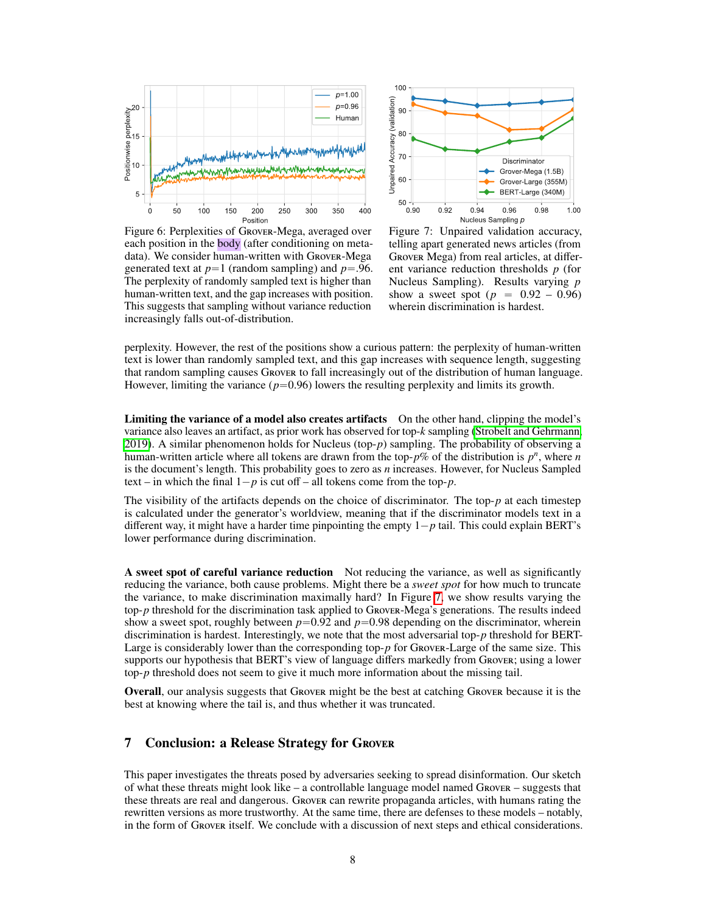Figure 6: Perplexities of Grover-Mega, averaged over each position in the body (after conditioning on metadata). We consider human-written with Grover-Mega generated text at $p$=1 (random sampling) and $p$=.96. The perplexity of randomly sampled text is higher than human-written text, and the gap increases with position. This suggests that sampling without variance reduction increasingly falls out-of-distribution.

Figure 7: Unpaired validation accuracy, telling apart generated news articles (from Grover Mega) from real articles, at different variance reduction thresholds $p$ (for Nucleus Sampling). Results varying $p$ show a sweet spot ($p$ = 0.92 – 0.96) wherein discrimination is hardest.

perplexity. However, the rest of the positions show a curious pattern: the perplexity of human-written text is lower than randomly sampled text, and this gap increases with sequence length, suggesting that random sampling causes Grover to fall increasingly out of the distribution of human language. However, limiting the variance ($p$=0.96) lowers the resulting perplexity and limits its growth.

**Limiting the variance of a model also creates artifacts** On the other hand, clipping the model's variance also leaves an artifact, as prior work has observed for top-$k$ sampling (Strobelt and Gehrmann, 2019). A similar phenomenon holds for Nucleus (top-$p$) sampling. The probability of observing a human-written article where all tokens are drawn from the top-$p$% of the distribution is $p^n$, where $n$ is the document's length. This probability goes to zero as $n$ increases. However, for Nucleus Sampled text – in which the final $1-p$ is cut off – all tokens come from the top-$p$.

The visibility of the artifacts depends on the choice of discriminator. The top-$p$ at each timestep is calculated under the generator's worldview, meaning that if the discriminator models text in a different way, it might have a harder time pinpointing the empty $1-p$ tail. This could explain BERT's lower performance during discrimination.

**A sweet spot of careful variance reduction** Not reducing the variance, as well as significantly reducing the variance, both cause problems. Might there be a *sweet spot* for how much to truncate the variance, to make discrimination maximally hard? In Figure 7, we show results varying the top-$p$ threshold for the discrimination task applied to Grover-Mega's generations. The results indeed show a sweet spot, roughly between $p$=0.92 and $p$=0.98 depending on the discriminator, wherein discrimination is hardest. Interestingly, we note that the most adversarial top-$p$ threshold for BERT-Large is considerably lower than the corresponding top-$p$ for Grover-Large of the same size. This supports our hypothesis that BERT's view of language differs markedly from Grover; using a lower top-$p$ threshold does not seem to give it much more information about the missing tail.

**Overall**, our analysis suggests that Grover might be the best at catching Grover because it is the best at knowing where the tail is, and thus whether it was truncated.

## 7 Conclusion: a Release Strategy for Grover

This paper investigates the threats posed by adversaries seeking to spread disinformation. Our sketch of what these threats might look like – a controllable language model named Grover – suggests that these threats are real and dangerous. Grover can rewrite propaganda articles, with humans rating the rewritten versions as more trustworthy. At the same time, there are defenses to these models – notably, in the form of Grover itself. We conclude with a discussion of next steps and ethical considerations.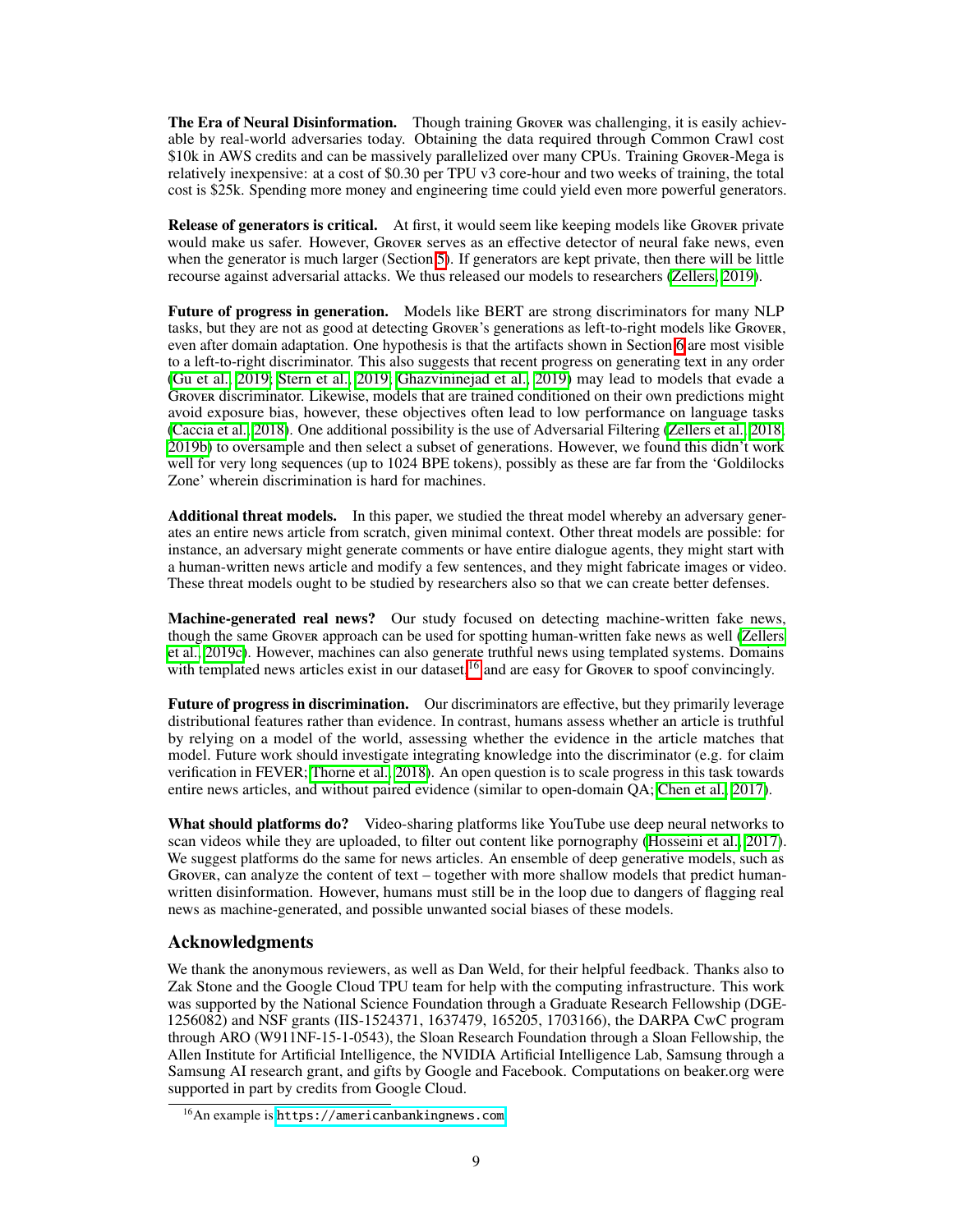**The Era of Neural Disinformation.** Though training Grover was challenging, it is easily achievable by real-world adversaries today. Obtaining the data required through Common Crawl cost \$10k in AWS credits and can be massively parallelized over many CPUs. Training Grover-Mega is relatively inexpensive: at a cost of \$0.30 per TPU v3 core-hour and two weeks of training, the total cost is \$25k. Spending more money and engineering time could yield even more powerful generators.

**Release of generators is critical.** At first, it would seem like keeping models like Grover private would make us safer. However, Grover serves as an effective detector of neural fake news, even when the generator is much larger (Section 5). If generators are kept private, then there will be little recourse against adversarial attacks. We thus released our models to researchers (Zellers, 2019).

**Future of progress in generation.** Models like BERT are strong discriminators for many NLP tasks, but they are not as good at detecting Grover's generations as left-to-right models like Grover, even after domain adaptation. One hypothesis is that the artifacts shown in Section 6 are most visible to a left-to-right discriminator. This also suggests that recent progress on generating text in any order (Gu et al., 2019; Stern et al., 2019; Ghazvininejad et al., 2019) may lead to models that evade a Grover discriminator. Likewise, models that are trained conditioned on their own predictions might avoid exposure bias, however, these objectives often lead to low performance on language tasks (Caccia et al., 2018). One additional possibility is the use of Adversarial Filtering (Zellers et al., 2018, 2019b) to oversample and then select a subset of generations. However, we found this didn't work well for very long sequences (up to 1024 BPE tokens), possibly as these are far from the 'Goldilocks Zone' wherein discrimination is hard for machines.

**Additional threat models.** In this paper, we studied the threat model whereby an adversary generates an entire news article from scratch, given minimal context. Other threat models are possible: for instance, an adversary might generate comments or have entire dialogue agents, they might start with a human-written news article and modify a few sentences, and they might fabricate images or video. These threat models ought to be studied by researchers also so that we can create better defenses.

**Machine-generated real news?** Our study focused on detecting machine-written fake news, though the same Grover approach can be used for spotting human-written fake news as well (Zellers et al., 2019c). However, machines can also generate truthful news using templated systems. Domains with templated news articles exist in our dataset,[16] and are easy for Grover to spoof convincingly.

**Future of progress in discrimination.** Our discriminators are effective, but they primarily leverage distributional features rather than evidence. In contrast, humans assess whether an article is truthful by relying on a model of the world, assessing whether the evidence in the article matches that model. Future work should investigate integrating knowledge into the discriminator (e.g. for claim verification in FEVER; Thorne et al., 2018). An open question is to scale progress in this task towards entire news articles, and without paired evidence (similar to open-domain QA; Chen et al., 2017).

**What should platforms do?** Video-sharing platforms like YouTube use deep neural networks to scan videos while they are uploaded, to filter out content like pornography (Hosseini et al., 2017). We suggest platforms do the same for news articles. An ensemble of deep generative models, such as Grover, can analyze the content of text – together with more shallow models that predict human-written disinformation. However, humans must still be in the loop due to dangers of flagging real news as machine-generated, and possible unwanted social biases of these models.

## Acknowledgments

We thank the anonymous reviewers, as well as Dan Weld, for their helpful feedback. Thanks also to Zak Stone and the Google Cloud TPU team for help with the computing infrastructure. This work was supported by the National Science Foundation through a Graduate Research Fellowship (DGE-1256082) and NSF grants (IIS-1524371, 1637479, 165205, 1703166), the DARPA CwC program through ARO (W911NF-15-1-0543), the Sloan Research Foundation through a Sloan Fellowship, the Allen Institute for Artificial Intelligence, the NVIDIA Artificial Intelligence Lab, Samsung through a Samsung AI research grant, and gifts by Google and Facebook. Computations on beaker.org were supported in part by credits from Google Cloud.

[16] An example is `https://americanbankingnews.com`.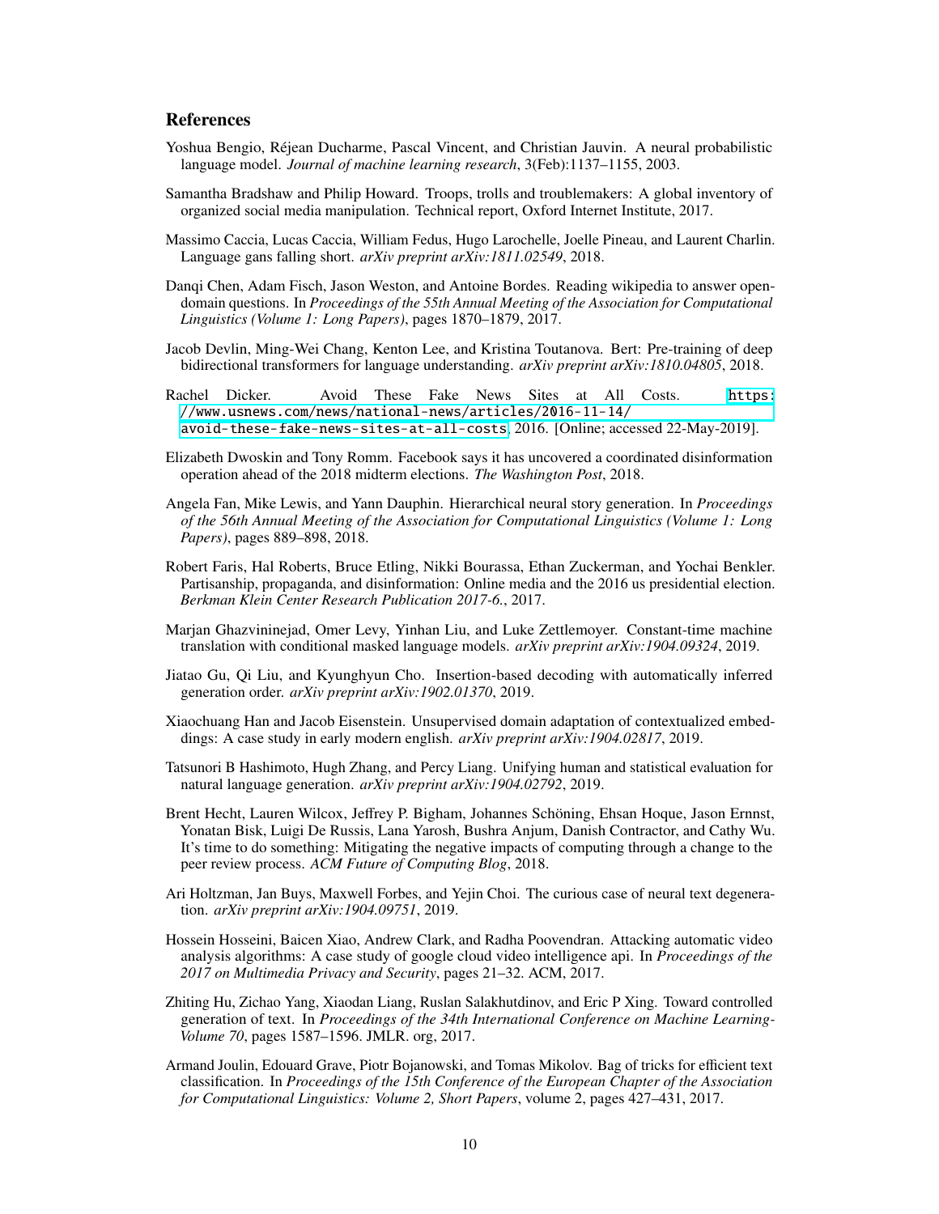## References

Yoshua Bengio, Réjean Ducharme, Pascal Vincent, and Christian Jauvin. A neural probabilistic language model. *Journal of machine learning research*, 3(Feb):1137–1155, 2003.

Samantha Bradshaw and Philip Howard. Troops, trolls and troublemakers: A global inventory of organized social media manipulation. Technical report, Oxford Internet Institute, 2017.

Massimo Caccia, Lucas Caccia, William Fedus, Hugo Larochelle, Joelle Pineau, and Laurent Charlin. Language gans falling short. *arXiv preprint arXiv:1811.02549*, 2018.

Danqi Chen, Adam Fisch, Jason Weston, and Antoine Bordes. Reading wikipedia to answer open-domain questions. In *Proceedings of the 55th Annual Meeting of the Association for Computational Linguistics (Volume 1: Long Papers)*, pages 1870–1879, 2017.

Jacob Devlin, Ming-Wei Chang, Kenton Lee, and Kristina Toutanova. Bert: Pre-training of deep bidirectional transformers for language understanding. *arXiv preprint arXiv:1810.04805*, 2018.

Rachel Dicker. Avoid These Fake News Sites at All Costs. `https://www.usnews.com/news/national-news/articles/2016-11-14/avoid-these-fake-news-sites-at-all-costs`, 2016. [Online; accessed 22-May-2019].

Elizabeth Dwoskin and Tony Romm. Facebook says it has uncovered a coordinated disinformation operation ahead of the 2018 midterm elections. *The Washington Post*, 2018.

Angela Fan, Mike Lewis, and Yann Dauphin. Hierarchical neural story generation. In *Proceedings of the 56th Annual Meeting of the Association for Computational Linguistics (Volume 1: Long Papers)*, pages 889–898, 2018.

Robert Faris, Hal Roberts, Bruce Etling, Nikki Bourassa, Ethan Zuckerman, and Yochai Benkler. Partisanship, propaganda, and disinformation: Online media and the 2016 us presidential election. *Berkman Klein Center Research Publication 2017-6.*, 2017.

Marjan Ghazvininejad, Omer Levy, Yinhan Liu, and Luke Zettlemoyer. Constant-time machine translation with conditional masked language models. *arXiv preprint arXiv:1904.09324*, 2019.

Jiatao Gu, Qi Liu, and Kyunghyun Cho. Insertion-based decoding with automatically inferred generation order. *arXiv preprint arXiv:1902.01370*, 2019.

Xiaochuang Han and Jacob Eisenstein. Unsupervised domain adaptation of contextualized embeddings: A case study in early modern english. *arXiv preprint arXiv:1904.02817*, 2019.

Tatsunori B Hashimoto, Hugh Zhang, and Percy Liang. Unifying human and statistical evaluation for natural language generation. *arXiv preprint arXiv:1904.02792*, 2019.

Brent Hecht, Lauren Wilcox, Jeffrey P. Bigham, Johannes Schöning, Ehsan Hoque, Jason Ernnst, Yonatan Bisk, Luigi De Russis, Lana Yarosh, Bushra Anjum, Danish Contractor, and Cathy Wu. It's time to do something: Mitigating the negative impacts of computing through a change to the peer review process. *ACM Future of Computing Blog*, 2018.

Ari Holtzman, Jan Buys, Maxwell Forbes, and Yejin Choi. The curious case of neural text degeneration. *arXiv preprint arXiv:1904.09751*, 2019.

Hossein Hosseini, Baicen Xiao, Andrew Clark, and Radha Poovendran. Attacking automatic video analysis algorithms: A case study of google cloud video intelligence api. In *Proceedings of the 2017 on Multimedia Privacy and Security*, pages 21–32. ACM, 2017.

Zhiting Hu, Zichao Yang, Xiaodan Liang, Ruslan Salakhutdinov, and Eric P Xing. Toward controlled generation of text. In *Proceedings of the 34th International Conference on Machine Learning-Volume 70*, pages 1587–1596. JMLR. org, 2017.

Armand Joulin, Edouard Grave, Piotr Bojanowski, and Tomas Mikolov. Bag of tricks for efficient text classification. In *Proceedings of the 15th Conference of the European Chapter of the Association for Computational Linguistics: Volume 2, Short Papers*, volume 2, pages 427–431, 2017.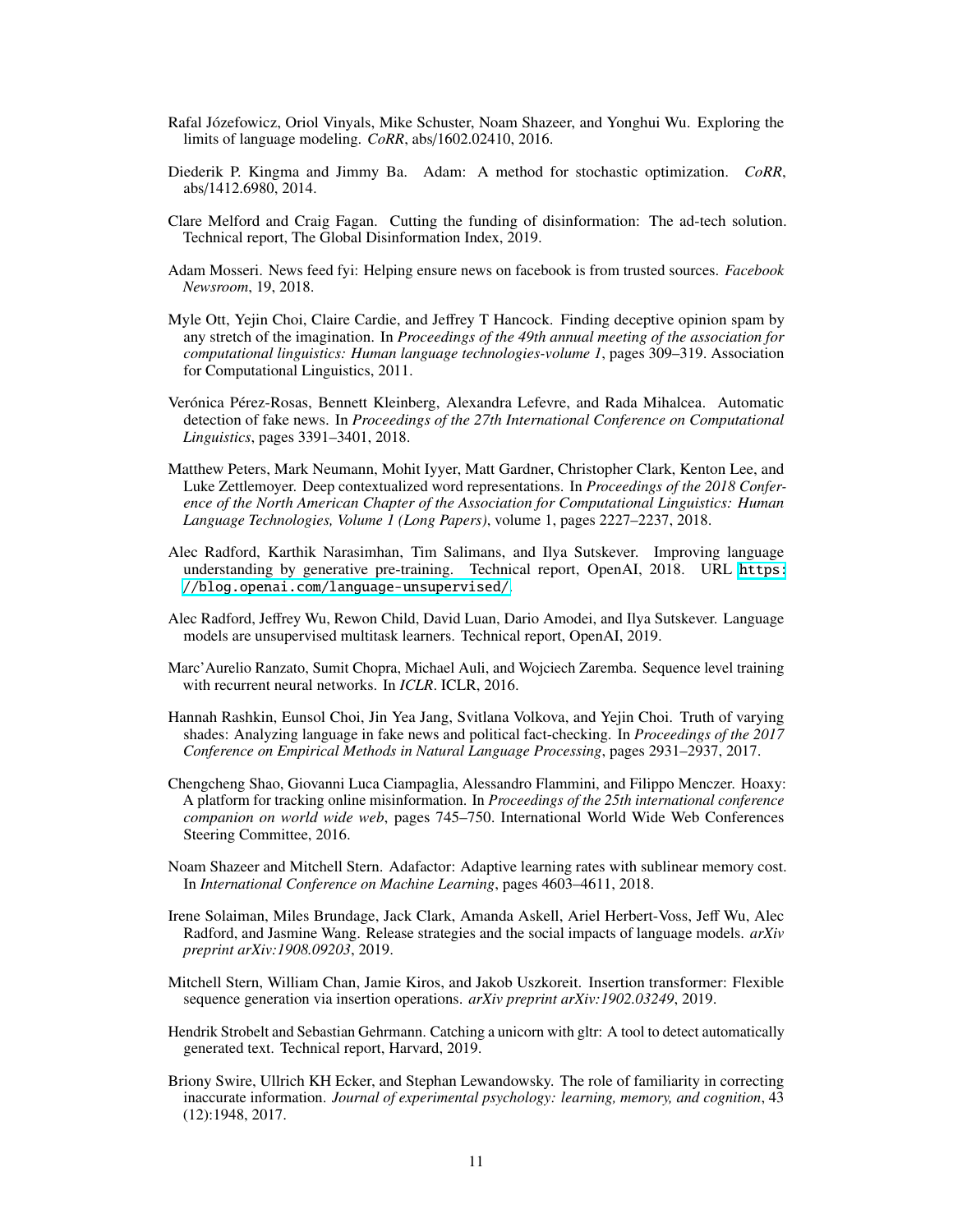Rafal Józefowicz, Oriol Vinyals, Mike Schuster, Noam Shazeer, and Yonghui Wu. Exploring the limits of language modeling. *CoRR*, abs/1602.02410, 2016.

Diederik P. Kingma and Jimmy Ba. Adam: A method for stochastic optimization. *CoRR*, abs/1412.6980, 2014.

Clare Melford and Craig Fagan. Cutting the funding of disinformation: The ad-tech solution. Technical report, The Global Disinformation Index, 2019.

Adam Mosseri. News feed fyi: Helping ensure news on facebook is from trusted sources. *Facebook Newsroom*, 19, 2018.

Myle Ott, Yejin Choi, Claire Cardie, and Jeffrey T Hancock. Finding deceptive opinion spam by any stretch of the imagination. In *Proceedings of the 49th annual meeting of the association for computational linguistics: Human language technologies-volume 1*, pages 309–319. Association for Computational Linguistics, 2011.

Verónica Pérez-Rosas, Bennett Kleinberg, Alexandra Lefevre, and Rada Mihalcea. Automatic detection of fake news. In *Proceedings of the 27th International Conference on Computational Linguistics*, pages 3391–3401, 2018.

Matthew Peters, Mark Neumann, Mohit Iyyer, Matt Gardner, Christopher Clark, Kenton Lee, and Luke Zettlemoyer. Deep contextualized word representations. In *Proceedings of the 2018 Conference of the North American Chapter of the Association for Computational Linguistics: Human Language Technologies, Volume 1 (Long Papers)*, volume 1, pages 2227–2237, 2018.

Alec Radford, Karthik Narasimhan, Tim Salimans, and Ilya Sutskever. Improving language understanding by generative pre-training. Technical report, OpenAI, 2018. URL https://blog.openai.com/language-unsupervised/.

Alec Radford, Jeffrey Wu, Rewon Child, David Luan, Dario Amodei, and Ilya Sutskever. Language models are unsupervised multitask learners. Technical report, OpenAI, 2019.

Marc'Aurelio Ranzato, Sumit Chopra, Michael Auli, and Wojciech Zaremba. Sequence level training with recurrent neural networks. In *ICLR*. ICLR, 2016.

Hannah Rashkin, Eunsol Choi, Jin Yea Jang, Svitlana Volkova, and Yejin Choi. Truth of varying shades: Analyzing language in fake news and political fact-checking. In *Proceedings of the 2017 Conference on Empirical Methods in Natural Language Processing*, pages 2931–2937, 2017.

Chengcheng Shao, Giovanni Luca Ciampaglia, Alessandro Flammini, and Filippo Menczer. Hoaxy: A platform for tracking online misinformation. In *Proceedings of the 25th international conference companion on world wide web*, pages 745–750. International World Wide Web Conferences Steering Committee, 2016.

Noam Shazeer and Mitchell Stern. Adafactor: Adaptive learning rates with sublinear memory cost. In *International Conference on Machine Learning*, pages 4603–4611, 2018.

Irene Solaiman, Miles Brundage, Jack Clark, Amanda Askell, Ariel Herbert-Voss, Jeff Wu, Alec Radford, and Jasmine Wang. Release strategies and the social impacts of language models. *arXiv preprint arXiv:1908.09203*, 2019.

Mitchell Stern, William Chan, Jamie Kiros, and Jakob Uszkoreit. Insertion transformer: Flexible sequence generation via insertion operations. *arXiv preprint arXiv:1902.03249*, 2019.

Hendrik Strobelt and Sebastian Gehrmann. Catching a unicorn with gltr: A tool to detect automatically generated text. Technical report, Harvard, 2019.

Briony Swire, Ullrich KH Ecker, and Stephan Lewandowsky. The role of familiarity in correcting inaccurate information. *Journal of experimental psychology: learning, memory, and cognition*, 43 (12):1948, 2017.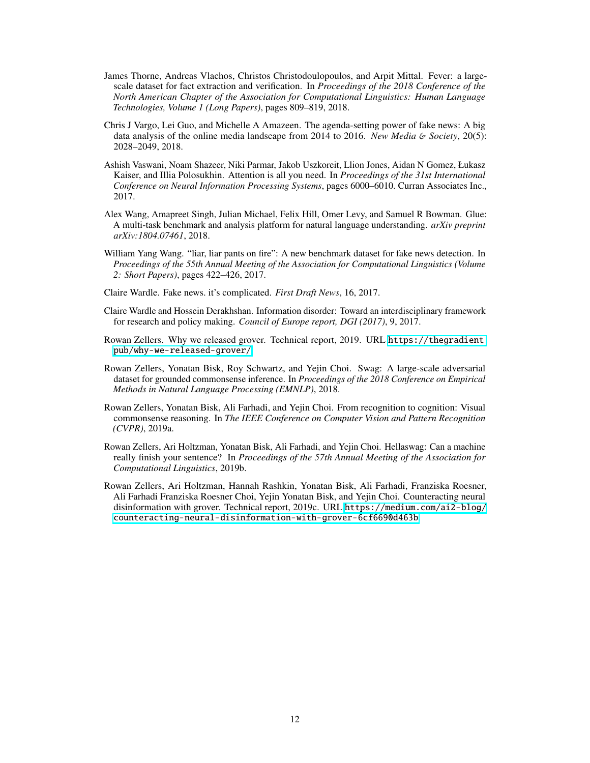James Thorne, Andreas Vlachos, Christos Christodoulopoulos, and Arpit Mittal. Fever: a large-scale dataset for fact extraction and verification. In *Proceedings of the 2018 Conference of the North American Chapter of the Association for Computational Linguistics: Human Language Technologies, Volume 1 (Long Papers)*, pages 809–819, 2018.

Chris J Vargo, Lei Guo, and Michelle A Amazeen. The agenda-setting power of fake news: A big data analysis of the online media landscape from 2014 to 2016. *New Media & Society*, 20(5): 2028–2049, 2018.

Ashish Vaswani, Noam Shazeer, Niki Parmar, Jakob Uszkoreit, Llion Jones, Aidan N Gomez, Łukasz Kaiser, and Illia Polosukhin. Attention is all you need. In *Proceedings of the 31st International Conference on Neural Information Processing Systems*, pages 6000–6010. Curran Associates Inc., 2017.

Alex Wang, Amapreet Singh, Julian Michael, Felix Hill, Omer Levy, and Samuel R Bowman. Glue: A multi-task benchmark and analysis platform for natural language understanding. *arXiv preprint arXiv:1804.07461*, 2018.

William Yang Wang. "liar, liar pants on fire": A new benchmark dataset for fake news detection. In *Proceedings of the 55th Annual Meeting of the Association for Computational Linguistics (Volume 2: Short Papers)*, pages 422–426, 2017.

Claire Wardle. Fake news. it's complicated. *First Draft News*, 16, 2017.

Claire Wardle and Hossein Derakhshan. Information disorder: Toward an interdisciplinary framework for research and policy making. *Council of Europe report, DGI (2017)*, 9, 2017.

Rowan Zellers. Why we released grover. Technical report, 2019. URL https://thegradient.pub/why-we-released-grover/.

Rowan Zellers, Yonatan Bisk, Roy Schwartz, and Yejin Choi. Swag: A large-scale adversarial dataset for grounded commonsense inference. In *Proceedings of the 2018 Conference on Empirical Methods in Natural Language Processing (EMNLP)*, 2018.

Rowan Zellers, Yonatan Bisk, Ali Farhadi, and Yejin Choi. From recognition to cognition: Visual commonsense reasoning. In *The IEEE Conference on Computer Vision and Pattern Recognition (CVPR)*, 2019a.

Rowan Zellers, Ari Holtzman, Yonatan Bisk, Ali Farhadi, and Yejin Choi. Hellaswag: Can a machine really finish your sentence? In *Proceedings of the 57th Annual Meeting of the Association for Computational Linguistics*, 2019b.

Rowan Zellers, Ari Holtzman, Hannah Rashkin, Yonatan Bisk, Ali Farhadi, Franziska Roesner, Ali Farhadi Franziska Roesner Choi, Yejin Yonatan Bisk, and Yejin Choi. Counteracting neural disinformation with grover. Technical report, 2019c. URL https://medium.com/ai2-blog/counteracting-neural-disinformation-with-grover-6cf6690d463b.